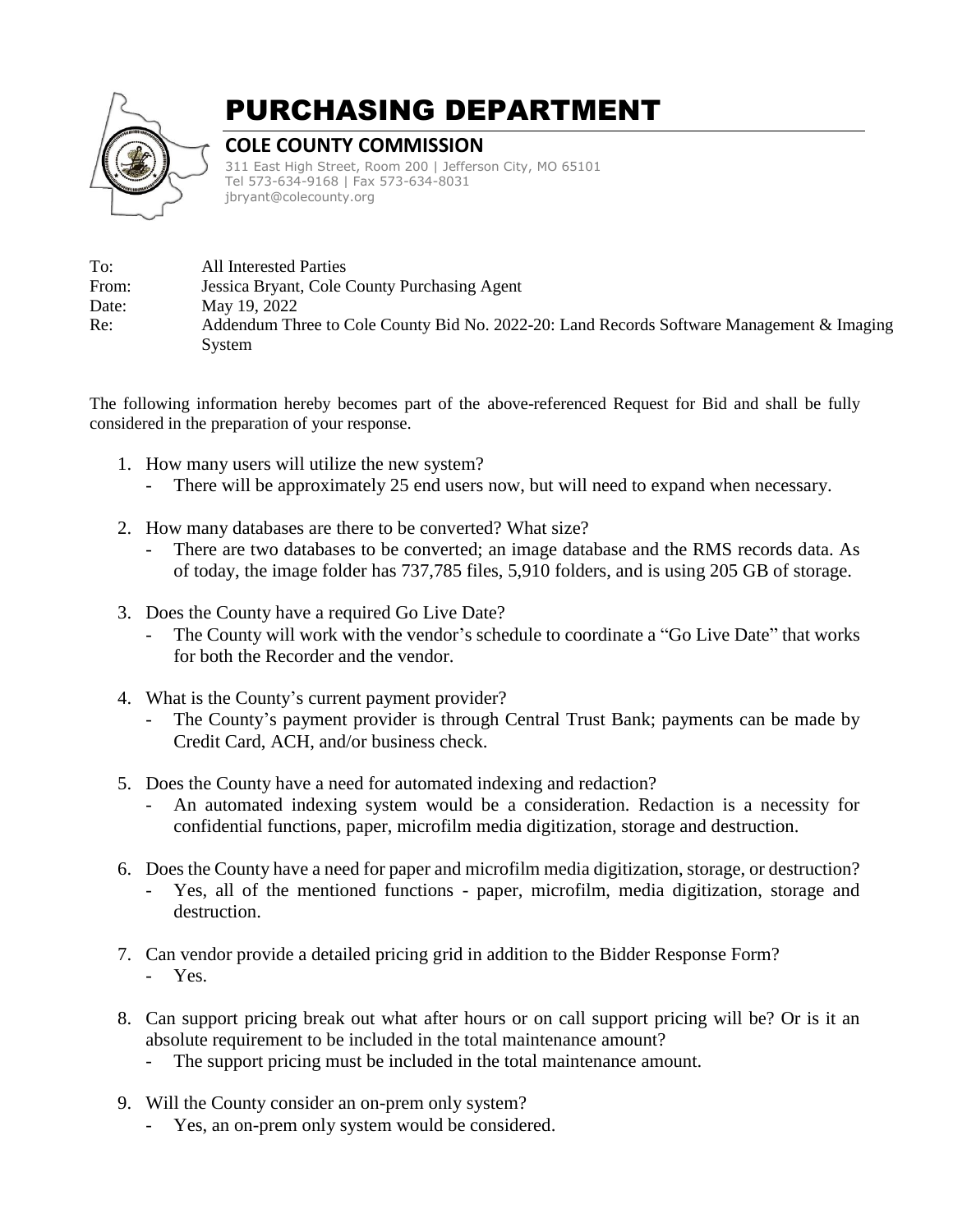# PURCHASING DEPARTMENT

## COLE COUNTY COMMISSION

311 East High Street, Room 200 | Jefferson City, MO 65101
Tel 573-634-9168 | Fax 573-634-8031
jbryant@colecounty.org

To: All Interested Parties
From: Jessica Bryant, Cole County Purchasing Agent
Date: May 19, 2022
Re: Addendum Three to Cole County Bid No. 2022-20: Land Records Software Management & Imaging System

The following information hereby becomes part of the above-referenced Request for Bid and shall be fully considered in the preparation of your response.

1. How many users will utilize the new system?
   - There will be approximately 25 end users now, but will need to expand when necessary.

2. How many databases are there to be converted? What size?
   - There are two databases to be converted; an image database and the RMS records data. As of today, the image folder has 737,785 files, 5,910 folders, and is using 205 GB of storage.

3. Does the County have a required Go Live Date?
   - The County will work with the vendor's schedule to coordinate a "Go Live Date" that works for both the Recorder and the vendor.

4. What is the County's current payment provider?
   - The County's payment provider is through Central Trust Bank; payments can be made by Credit Card, ACH, and/or business check.

5. Does the County have a need for automated indexing and redaction?
   - An automated indexing system would be a consideration. Redaction is a necessity for confidential functions, paper, microfilm media digitization, storage and destruction.

6. Does the County have a need for paper and microfilm media digitization, storage, or destruction?
   - Yes, all of the mentioned functions - paper, microfilm, media digitization, storage and destruction.

7. Can vendor provide a detailed pricing grid in addition to the Bidder Response Form?
   - Yes.

8. Can support pricing break out what after hours or on call support pricing will be? Or is it an absolute requirement to be included in the total maintenance amount?
   - The support pricing must be included in the total maintenance amount.

9. Will the County consider an on-prem only system?
   - Yes, an on-prem only system would be considered.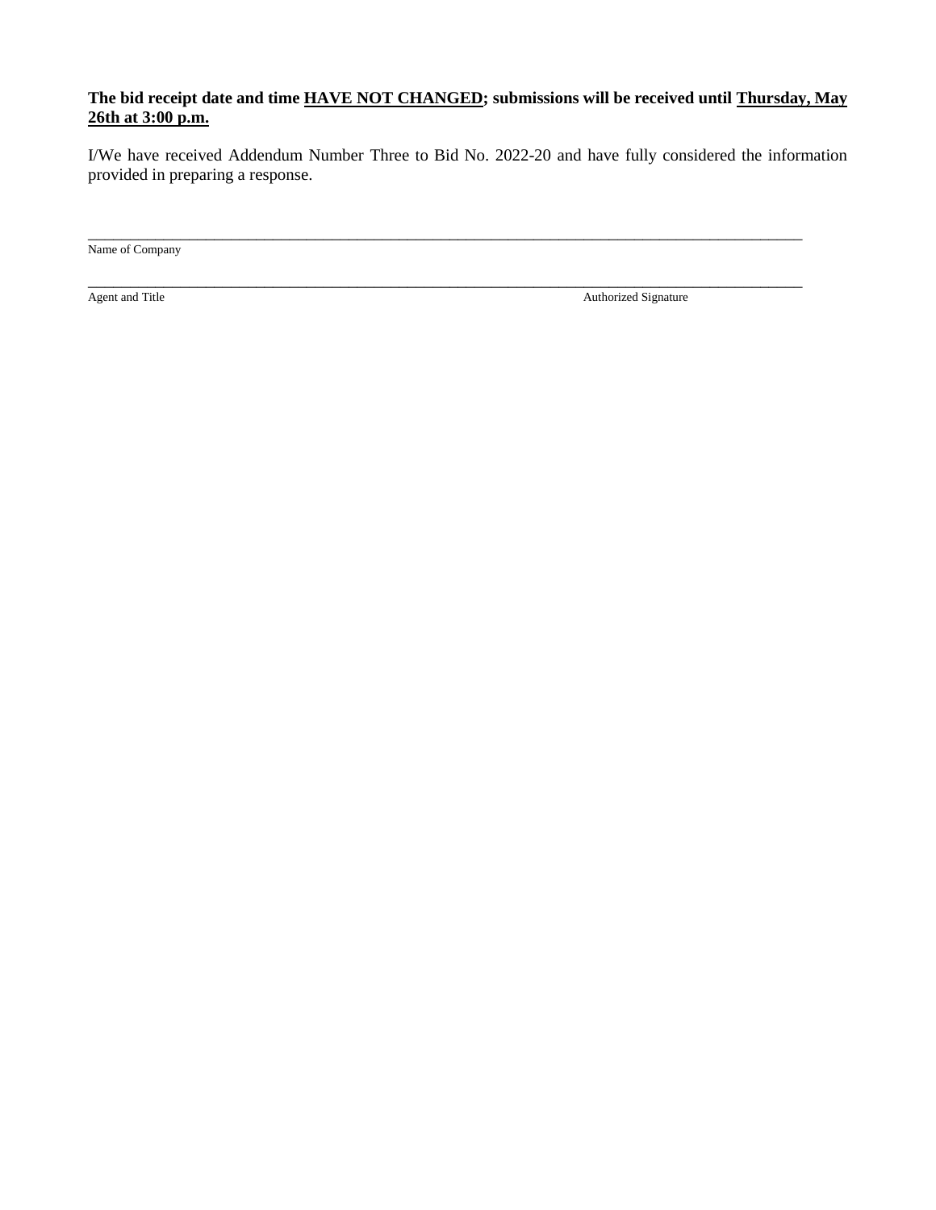**The bid receipt date and time <u>HAVE NOT CHANGED</u>; submissions will be received until <u>Thursday, May 26th at 3:00 p.m.</u>**

I/We have received Addendum Number Three to Bid No. 2022-20 and have fully considered the information provided in preparing a response.

\_\_\_\_\_\_\_\_\_\_\_\_\_\_\_\_\_\_\_\_\_\_\_\_\_\_\_\_\_\_\_\_\_\_\_\_\_\_\_\_\_\_\_\_\_\_\_\_\_\_\_\_\_\_\_\_\_\_\_\_\_\_\_\_\_\_\_\_\_\_\_\_\_\_\_\_\_\_\_\_\_\_\_\_\_\_\_\_\_\_

Name of Company

\_\_\_\_\_\_\_\_\_\_\_\_\_\_\_\_\_\_\_\_\_\_\_\_\_\_\_\_\_\_\_\_\_\_\_\_\_\_\_\_\_\_\_\_\_\_\_\_\_\_\_\_\_\_\_\_\_\_\_\_\_\_\_\_\_\_\_\_\_\_\_\_\_\_\_\_\_\_\_\_\_\_\_\_\_\_\_\_\_\_

Agent and Title                                                                                                   Authorized Signature